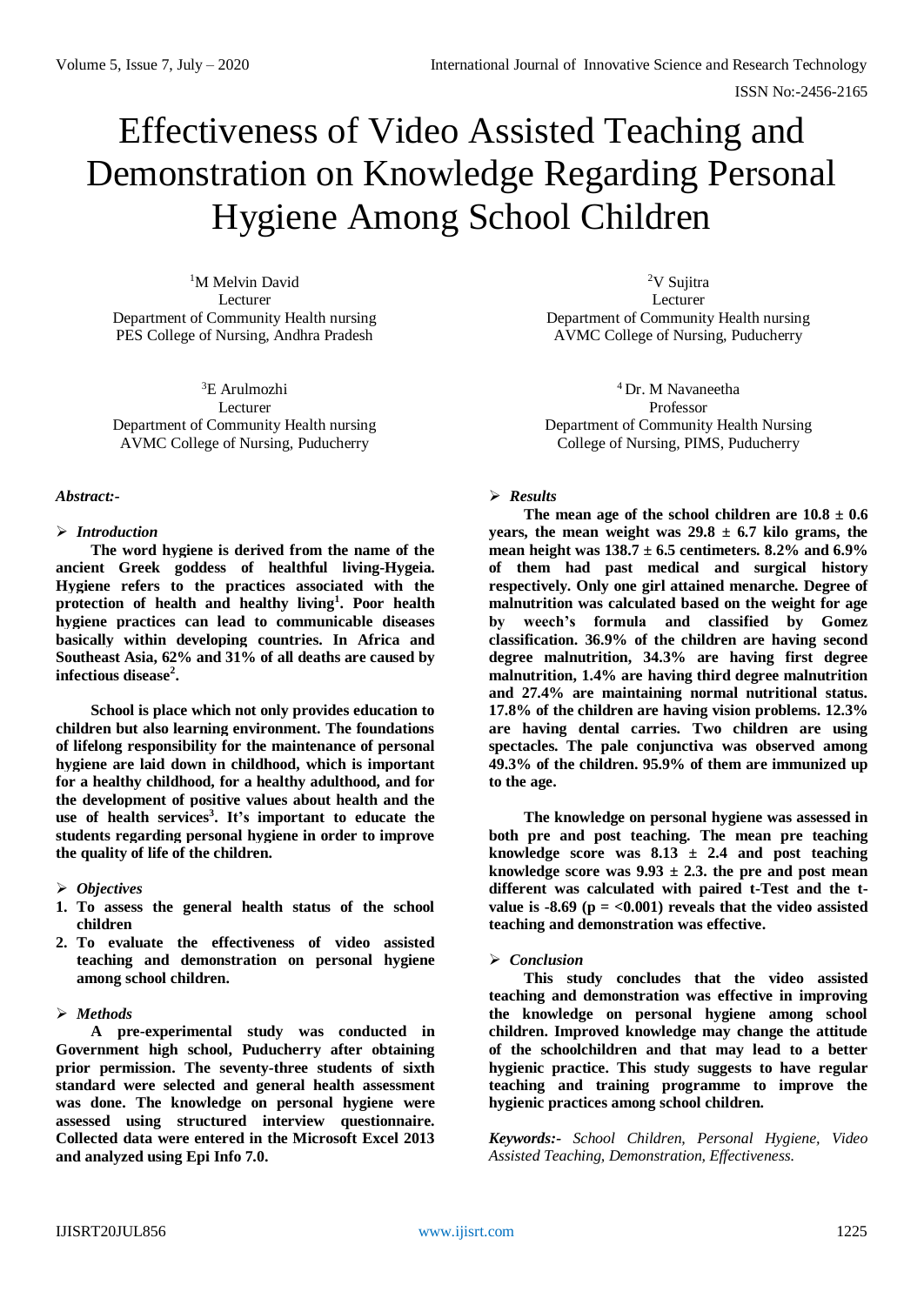# Effectiveness of Video Assisted Teaching and Demonstration on Knowledge Regarding Personal Hygiene Among School Children

[1]M Melvin David
Lecturer
Department of Community Health nursing
PES College of Nursing, Andhra Pradesh

[2]V Sujitra
Lecturer
Department of Community Health nursing
AVMC College of Nursing, Puducherry

[3]E Arulmozhi
Lecturer
Department of Community Health nursing
AVMC College of Nursing, Puducherry

[4]Dr. M Navaneetha
Professor
Department of Community Health Nursing
College of Nursing, PIMS, Puducherry

***Abstract:-***

➢ ***Introduction***

**The word hygiene is derived from the name of the ancient Greek goddess of healthful living-Hygeia. Hygiene refers to the practices associated with the protection of health and healthy living[1]. Poor health hygiene practices can lead to communicable diseases basically within developing countries. In Africa and Southeast Asia, 62% and 31% of all deaths are caused by infectious disease[2].**

**School is place which not only provides education to children but also learning environment. The foundations of lifelong responsibility for the maintenance of personal hygiene are laid down in childhood, which is important for a healthy childhood, for a healthy adulthood, and for the development of positive values about health and the use of health services[3]. It's important to educate the students regarding personal hygiene in order to improve the quality of life of the children.**

➢ ***Objectives***

1. **To assess the general health status of the school children**
2. **To evaluate the effectiveness of video assisted teaching and demonstration on personal hygiene among school children.**

➢ ***Methods***

**A pre-experimental study was conducted in Government high school, Puducherry after obtaining prior permission. The seventy-three students of sixth standard were selected and general health assessment was done. The knowledge on personal hygiene were assessed using structured interview questionnaire. Collected data were entered in the Microsoft Excel 2013 and analyzed using Epi Info 7.0.**

➢ ***Results***

**The mean age of the school children are $10.8 \pm 0.6$ years, the mean weight was $29.8 \pm 6.7$ kilo grams, the mean height was $138.7 \pm 6.5$ centimeters. 8.2% and 6.9% of them had past medical and surgical history respectively. Only one girl attained menarche. Degree of malnutrition was calculated based on the weight for age by weech's formula and classified by Gomez classification. 36.9% of the children are having second degree malnutrition, 34.3% are having first degree malnutrition, 1.4% are having third degree malnutrition and 27.4% are maintaining normal nutritional status. 17.8% of the children are having vision problems. 12.3% are having dental carries. Two children are using spectacles. The pale conjunctiva was observed among 49.3% of the children. 95.9% of them are immunized up to the age.**

**The knowledge on personal hygiene was assessed in both pre and post teaching. The mean pre teaching knowledge score was $8.13 \pm 2.4$ and post teaching knowledge score was $9.93 \pm 2.3$. the pre and post mean different was calculated with paired t-Test and the t-value is -8.69 ($p = <0.001$) reveals that the video assisted teaching and demonstration was effective.**

➢ ***Conclusion***

**This study concludes that the video assisted teaching and demonstration was effective in improving the knowledge on personal hygiene among school children. Improved knowledge may change the attitude of the schoolchildren and that may lead to a better hygienic practice. This study suggests to have regular teaching and training programme to improve the hygienic practices among school children.**

***Keywords:-** School Children, Personal Hygiene, Video Assisted Teaching, Demonstration, Effectiveness.*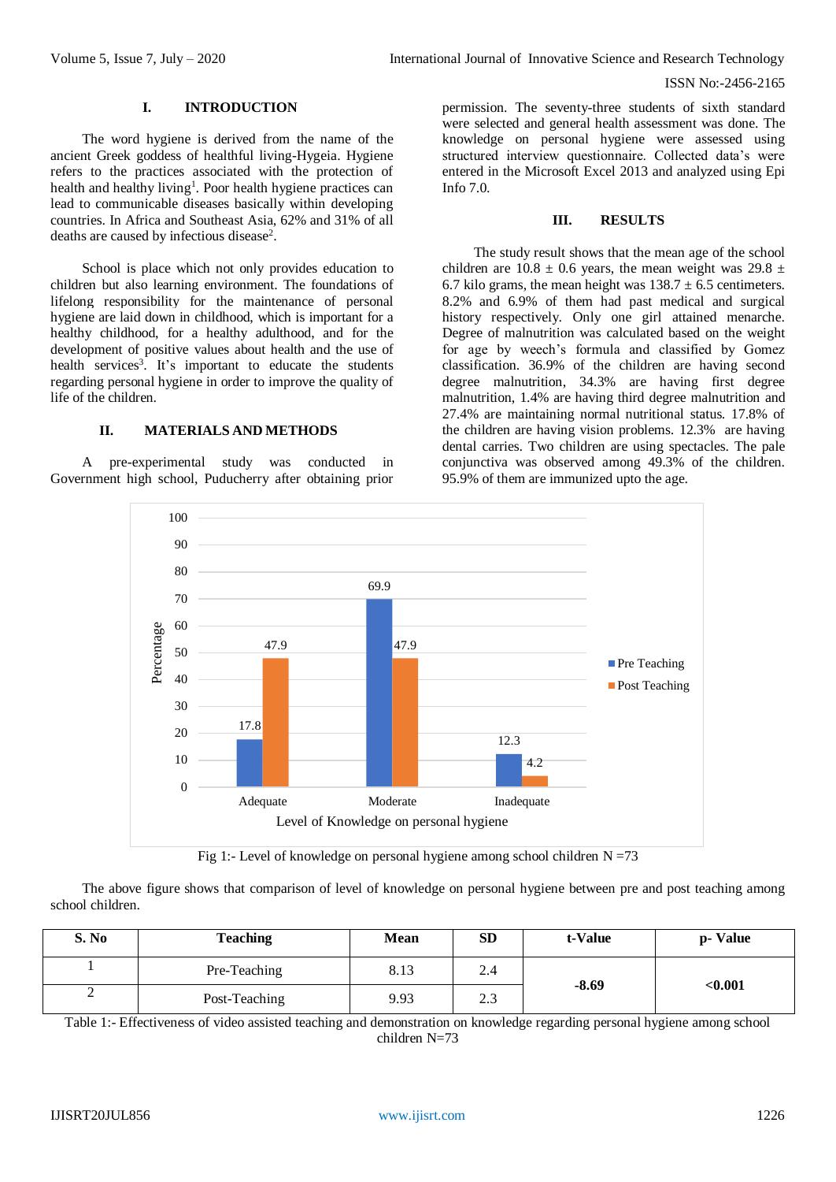## I. INTRODUCTION

The word hygiene is derived from the name of the ancient Greek goddess of healthful living-Hygeia. Hygiene refers to the practices associated with the protection of health and healthy living[1]. Poor health hygiene practices can lead to communicable diseases basically within developing countries. In Africa and Southeast Asia, 62% and 31% of all deaths are caused by infectious disease[2].

School is place which not only provides education to children but also learning environment. The foundations of lifelong responsibility for the maintenance of personal hygiene are laid down in childhood, which is important for a healthy childhood, for a healthy adulthood, and for the development of positive values about health and the use of health services[3]. It's important to educate the students regarding personal hygiene in order to improve the quality of life of the children.

## II. MATERIALS AND METHODS

A pre-experimental study was conducted in Government high school, Puducherry after obtaining prior permission. The seventy-three students of sixth standard were selected and general health assessment was done. The knowledge on personal hygiene were assessed using structured interview questionnaire. Collected data's were entered in the Microsoft Excel 2013 and analyzed using Epi Info 7.0.

## III. RESULTS

The study result shows that the mean age of the school children are 10.8 ± 0.6 years, the mean weight was 29.8 ± 6.7 kilo grams, the mean height was 138.7 ± 6.5 centimeters. 8.2% and 6.9% of them had past medical and surgical history respectively. Only one girl attained menarche. Degree of malnutrition was calculated based on the weight for age by weech's formula and classified by Gomez classification. 36.9% of the children are having second degree malnutrition, 34.3% are having first degree malnutrition, 1.4% are having third degree malnutrition and 27.4% are maintaining normal nutritional status. 17.8% of the children are having vision problems. 12.3% are having dental carries. Two children are using spectacles. The pale conjunctiva was observed among 49.3% of the children. 95.9% of them are immunized upto the age.

Fig 1:- Level of knowledge on personal hygiene among school children N =73

The above figure shows that comparison of level of knowledge on personal hygiene between pre and post teaching among school children.

| S. No | Teaching | Mean | SD | t-Value | p- Value |
|---|---|---|---|---|---|
| 1 | Pre-Teaching | 8.13 | 2.4 | **-8.69** | **<0.001** |
| 2 | Post-Teaching | 9.93 | 2.3 | | |

Table 1:- Effectiveness of video assisted teaching and demonstration on knowledge regarding personal hygiene among school children N=73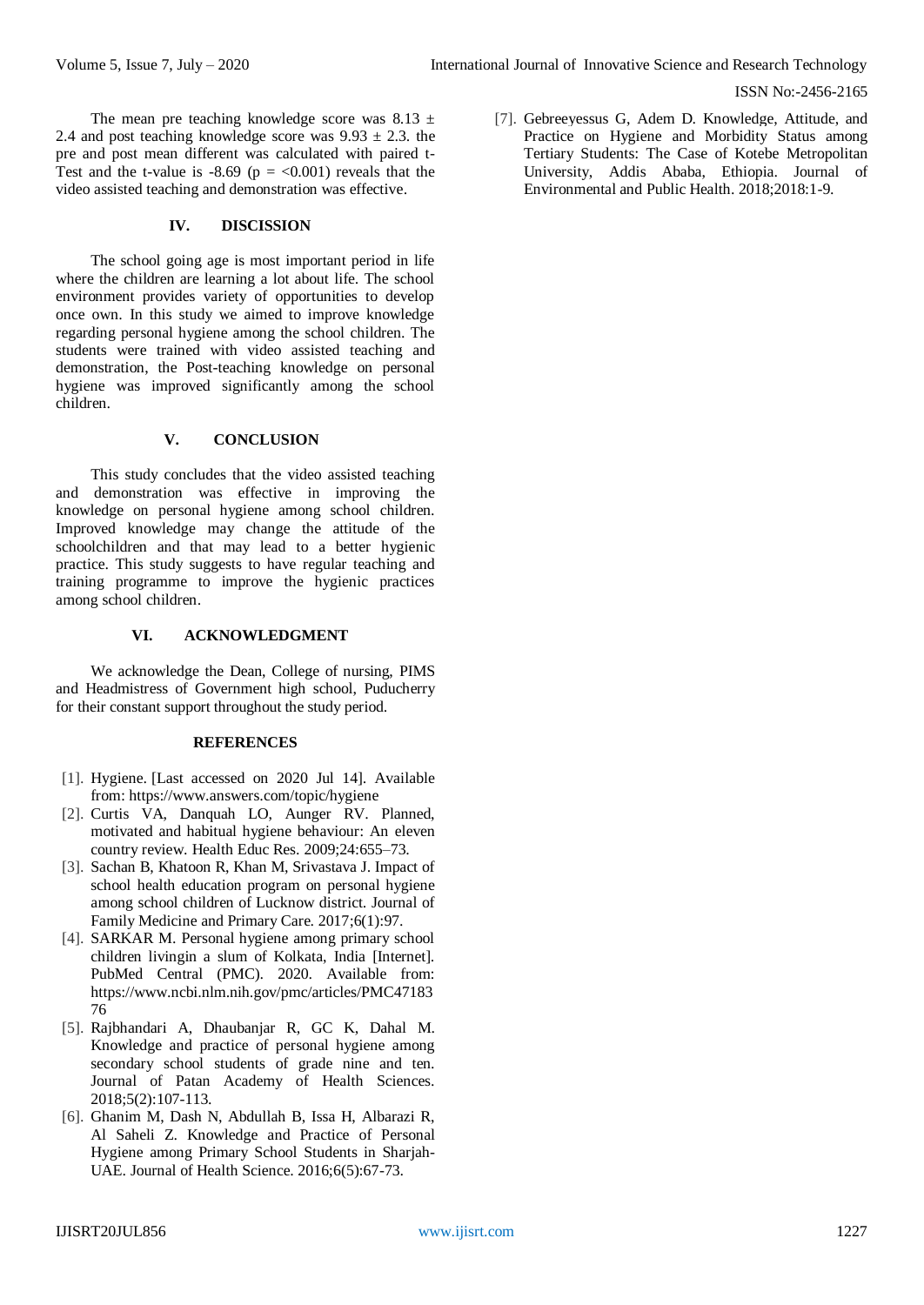The mean pre teaching knowledge score was $8.13 \pm 2.4$ and post teaching knowledge score was $9.93 \pm 2.3$. the pre and post mean different was calculated with paired t-Test and the t-value is -8.69 ($p = <0.001$) reveals that the video assisted teaching and demonstration was effective.

## IV. DISCISSION

The school going age is most important period in life where the children are learning a lot about life. The school environment provides variety of opportunities to develop once own. In this study we aimed to improve knowledge regarding personal hygiene among the school children. The students were trained with video assisted teaching and demonstration, the Post-teaching knowledge on personal hygiene was improved significantly among the school children.

## V. CONCLUSION

This study concludes that the video assisted teaching and demonstration was effective in improving the knowledge on personal hygiene among school children. Improved knowledge may change the attitude of the schoolchildren and that may lead to a better hygienic practice. This study suggests to have regular teaching and training programme to improve the hygienic practices among school children.

## VI. ACKNOWLEDGMENT

We acknowledge the Dean, College of nursing, PIMS and Headmistress of Government high school, Puducherry for their constant support throughout the study period.

## REFERENCES

- [1]. Hygiene. [Last accessed on 2020 Jul 14]. Available from: https://www.answers.com/topic/hygiene
- [2]. Curtis VA, Danquah LO, Aunger RV. Planned, motivated and habitual hygiene behaviour: An eleven country review. Health Educ Res. 2009;24:655–73.
- [3]. Sachan B, Khatoon R, Khan M, Srivastava J. Impact of school health education program on personal hygiene among school children of Lucknow district. Journal of Family Medicine and Primary Care. 2017;6(1):97.
- [4]. SARKAR M. Personal hygiene among primary school children livingin a slum of Kolkata, India [Internet]. PubMed Central (PMC). 2020. Available from: https://www.ncbi.nlm.nih.gov/pmc/articles/PMC4718376
- [5]. Rajbhandari A, Dhaubanjar R, GC K, Dahal M. Knowledge and practice of personal hygiene among secondary school students of grade nine and ten. Journal of Patan Academy of Health Sciences. 2018;5(2):107-113.
- [6]. Ghanim M, Dash N, Abdullah B, Issa H, Albarazi R, Al Saheli Z. Knowledge and Practice of Personal Hygiene among Primary School Students in Sharjah-UAE. Journal of Health Science. 2016;6(5):67-73.
- [7]. Gebreeyessus G, Adem D. Knowledge, Attitude, and Practice on Hygiene and Morbidity Status among Tertiary Students: The Case of Kotebe Metropolitan University, Addis Ababa, Ethiopia. Journal of Environmental and Public Health. 2018;2018:1-9.